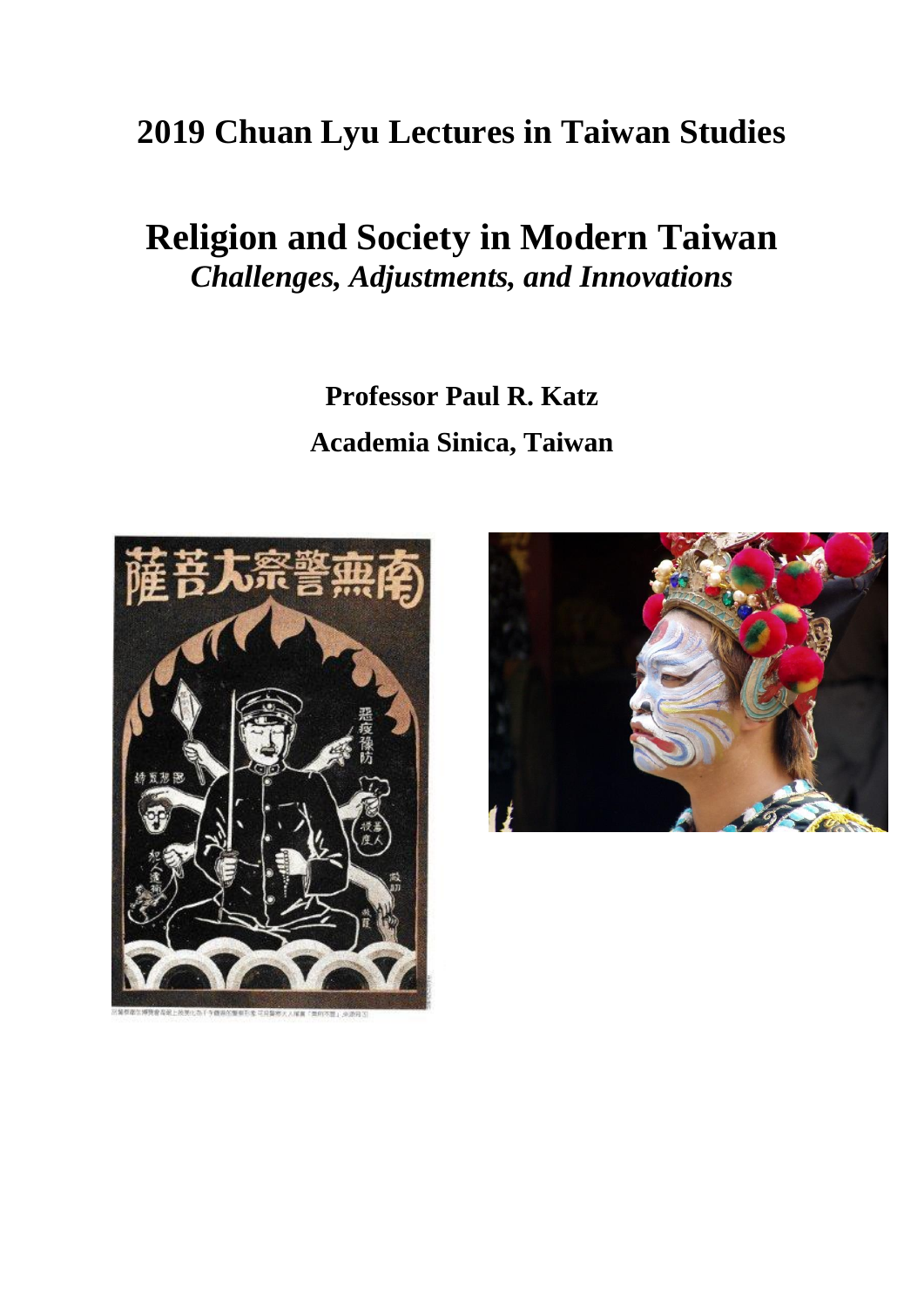# 2019 Chuan Lyu Lectures in Taiwan Studies

# Religion and Society in Modern Taiwan

## *Challenges, Adjustments, and Innovations*

**Professor Paul R. Katz**

**Academia Sinica, Taiwan**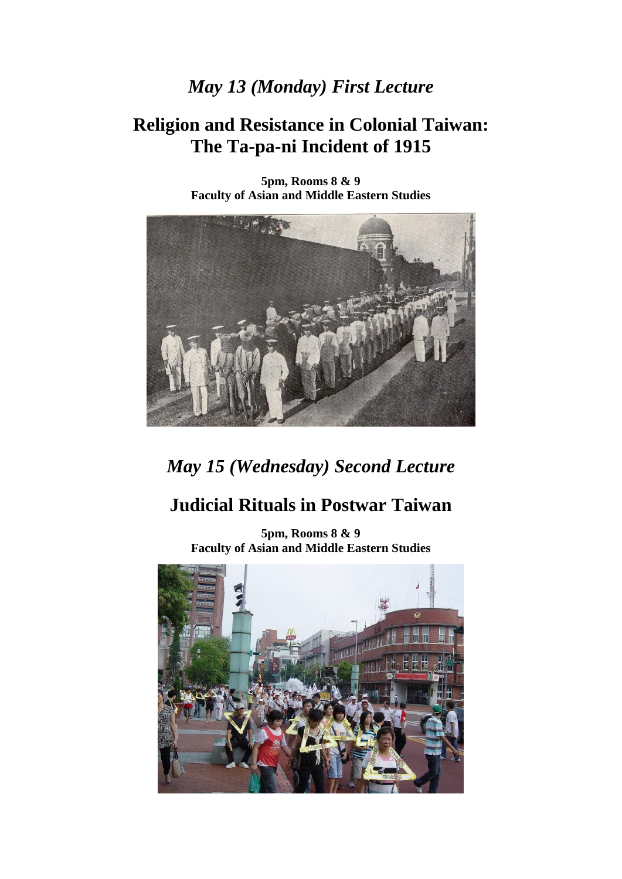*May 13 (Monday) First Lecture*

## Religion and Resistance in Colonial Taiwan: The Ta-pa-ni Incident of 1915

**5pm, Rooms 8 & 9**
**Faculty of Asian and Middle Eastern Studies**

*May 15 (Wednesday) Second Lecture*

## Judicial Rituals in Postwar Taiwan

**5pm, Rooms 8 & 9**
**Faculty of Asian and Middle Eastern Studies**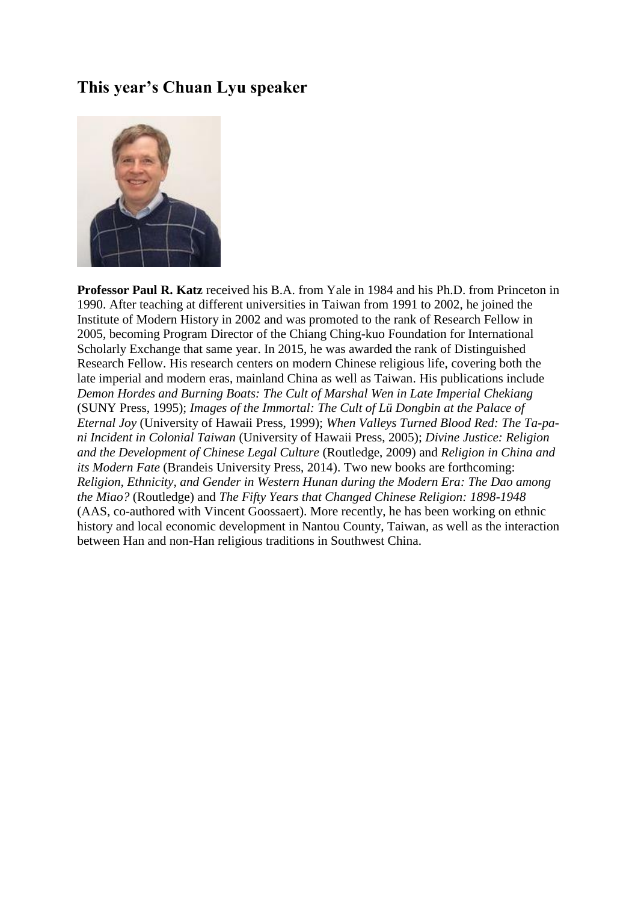## This year's Chuan Lyu speaker

**Professor Paul R. Katz** received his B.A. from Yale in 1984 and his Ph.D. from Princeton in 1990. After teaching at different universities in Taiwan from 1991 to 2002, he joined the Institute of Modern History in 2002 and was promoted to the rank of Research Fellow in 2005, becoming Program Director of the Chiang Ching-kuo Foundation for International Scholarly Exchange that same year. In 2015, he was awarded the rank of Distinguished Research Fellow. His research centers on modern Chinese religious life, covering both the late imperial and modern eras, mainland China as well as Taiwan. His publications include *Demon Hordes and Burning Boats: The Cult of Marshal Wen in Late Imperial Chekiang* (SUNY Press, 1995); *Images of the Immortal: The Cult of Lü Dongbin at the Palace of Eternal Joy* (University of Hawaii Press, 1999); *When Valleys Turned Blood Red: The Ta-pa-ni Incident in Colonial Taiwan* (University of Hawaii Press, 2005); *Divine Justice: Religion and the Development of Chinese Legal Culture* (Routledge, 2009) and *Religion in China and its Modern Fate* (Brandeis University Press, 2014). Two new books are forthcoming: *Religion, Ethnicity, and Gender in Western Hunan during the Modern Era: The Dao among the Miao?* (Routledge) and *The Fifty Years that Changed Chinese Religion: 1898-1948* (AAS, co-authored with Vincent Goossaert). More recently, he has been working on ethnic history and local economic development in Nantou County, Taiwan, as well as the interaction between Han and non-Han religious traditions in Southwest China.